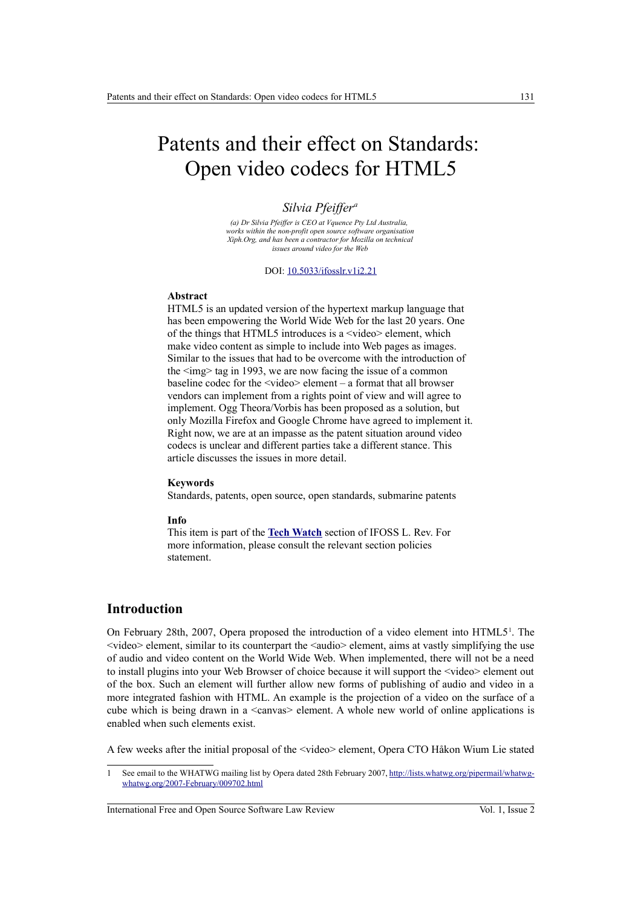# Patents and their effect on Standards: Open video codecs for HTML5

*Silvia Pfeiffer*[a]

*(a) Dr Silvia Pfeiffer is CEO at Vquence Pty Ltd Australia, works within the non-profit open source software organisation Xiph.Org, and has been a contractor for Mozilla on technical issues around video for the Web*

DOI: [10.5033/ifosslr.v1i2.21](10.5033/ifosslr.v1i2.21)

### Abstract

HTML5 is an updated version of the hypertext markup language that has been empowering the World Wide Web for the last 20 years. One of the things that HTML5 introduces is a <video> element, which make video content as simple to include into Web pages as images. Similar to the issues that had to be overcome with the introduction of the <img> tag in 1993, we are now facing the issue of a common baseline codec for the <video> element – a format that all browser vendors can implement from a rights point of view and will agree to implement. Ogg Theora/Vorbis has been proposed as a solution, but only Mozilla Firefox and Google Chrome have agreed to implement it. Right now, we are at an impasse as the patent situation around video codecs is unclear and different parties take a different stance. This article discusses the issues in more detail.

### Keywords

Standards, patents, open source, open standards, submarine patents

### Info

This item is part of the **Tech Watch** section of IFOSS L. Rev. For more information, please consult the relevant section policies statement.

## Introduction

On February 28th, 2007, Opera proposed the introduction of a video element into HTML5[1]. The <video> element, similar to its counterpart the <audio> element, aims at vastly simplifying the use of audio and video content on the World Wide Web. When implemented, there will not be a need to install plugins into your Web Browser of choice because it will support the <video> element out of the box. Such an element will further allow new forms of publishing of audio and video in a more integrated fashion with HTML. An example is the projection of a video on the surface of a cube which is being drawn in a <canvas> element. A whole new world of online applications is enabled when such elements exist.

A few weeks after the initial proposal of the <video> element, Opera CTO Håkon Wium Lie stated

[1] See email to the WHATWG mailing list by Opera dated 28th February 2007, http://lists.whatwg.org/pipermail/whatwg-whatwg.org/2007-February/009702.html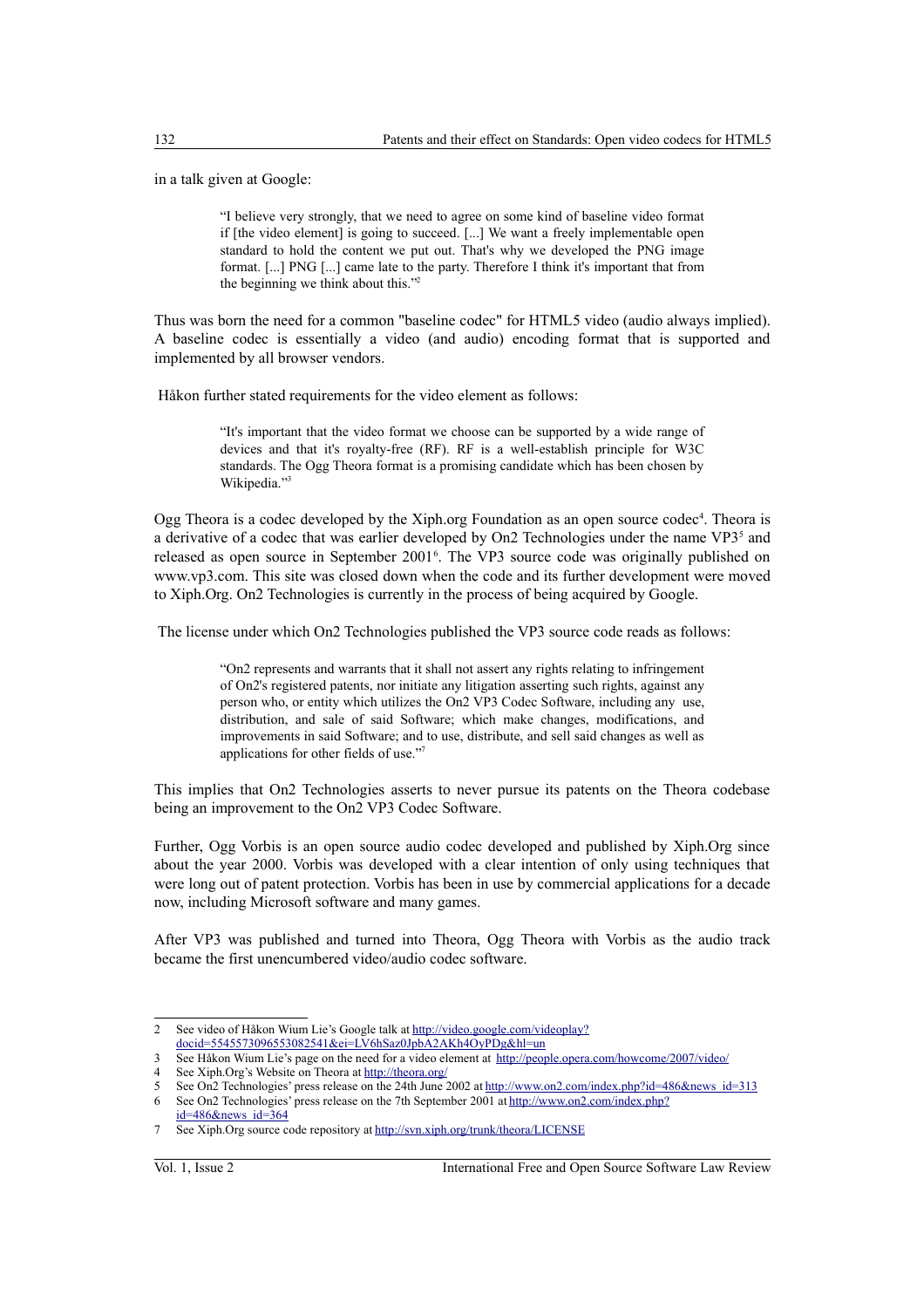in a talk given at Google:

> "I believe very strongly, that we need to agree on some kind of baseline video format if [the video element] is going to succeed. [...] We want a freely implementable open standard to hold the content we put out. That's why we developed the PNG image format. [...] PNG [...] came late to the party. Therefore I think it's important that from the beginning we think about this."[2]

Thus was born the need for a common "baseline codec" for HTML5 video (audio always implied). A baseline codec is essentially a video (and audio) encoding format that is supported and implemented by all browser vendors.

Håkon further stated requirements for the video element as follows:

> "It's important that the video format we choose can be supported by a wide range of devices and that it's royalty-free (RF). RF is a well-establish principle for W3C standards. The Ogg Theora format is a promising candidate which has been chosen by Wikipedia."[3]

Ogg Theora is a codec developed by the Xiph.org Foundation as an open source codec[4]. Theora is a derivative of a codec that was earlier developed by On2 Technologies under the name VP3[5] and released as open source in September 2001[6]. The VP3 source code was originally published on www.vp3.com. This site was closed down when the code and its further development were moved to Xiph.Org. On2 Technologies is currently in the process of being acquired by Google.

The license under which On2 Technologies published the VP3 source code reads as follows:

> "On2 represents and warrants that it shall not assert any rights relating to infringement of On2's registered patents, nor initiate any litigation asserting such rights, against any person who, or entity which utilizes the On2 VP3 Codec Software, including any use, distribution, and sale of said Software; which make changes, modifications, and improvements in said Software; and to use, distribute, and sell said changes as well as applications for other fields of use."[7]

This implies that On2 Technologies asserts to never pursue its patents on the Theora codebase being an improvement to the On2 VP3 Codec Software.

Further, Ogg Vorbis is an open source audio codec developed and published by Xiph.Org since about the year 2000. Vorbis was developed with a clear intention of only using techniques that were long out of patent protection. Vorbis has been in use by commercial applications for a decade now, including Microsoft software and many games.

After VP3 was published and turned into Theora, Ogg Theora with Vorbis as the audio track became the first unencumbered video/audio codec software.

---

2 See video of Håkon Wium Lie's Google talk at http://video.google.com/videoplay?docid=5545573096553082541&ei=LV6hSaz0JpbA2AKh4OyPDg&hl=un

3 See Håkon Wium Lie's page on the need for a video element at http://people.opera.com/howcome/2007/video/

4 See Xiph.Org's Website on Theora at http://theora.org/

5 See On2 Technologies' press release on the 24th June 2002 at http://www.on2.com/index.php?id=486&news_id=313

6 See On2 Technologies' press release on the 7th September 2001 at http://www.on2.com/index.php?id=486&news_id=364

7 See Xiph.Org source code repository at http://svn.xiph.org/trunk/theora/LICENSE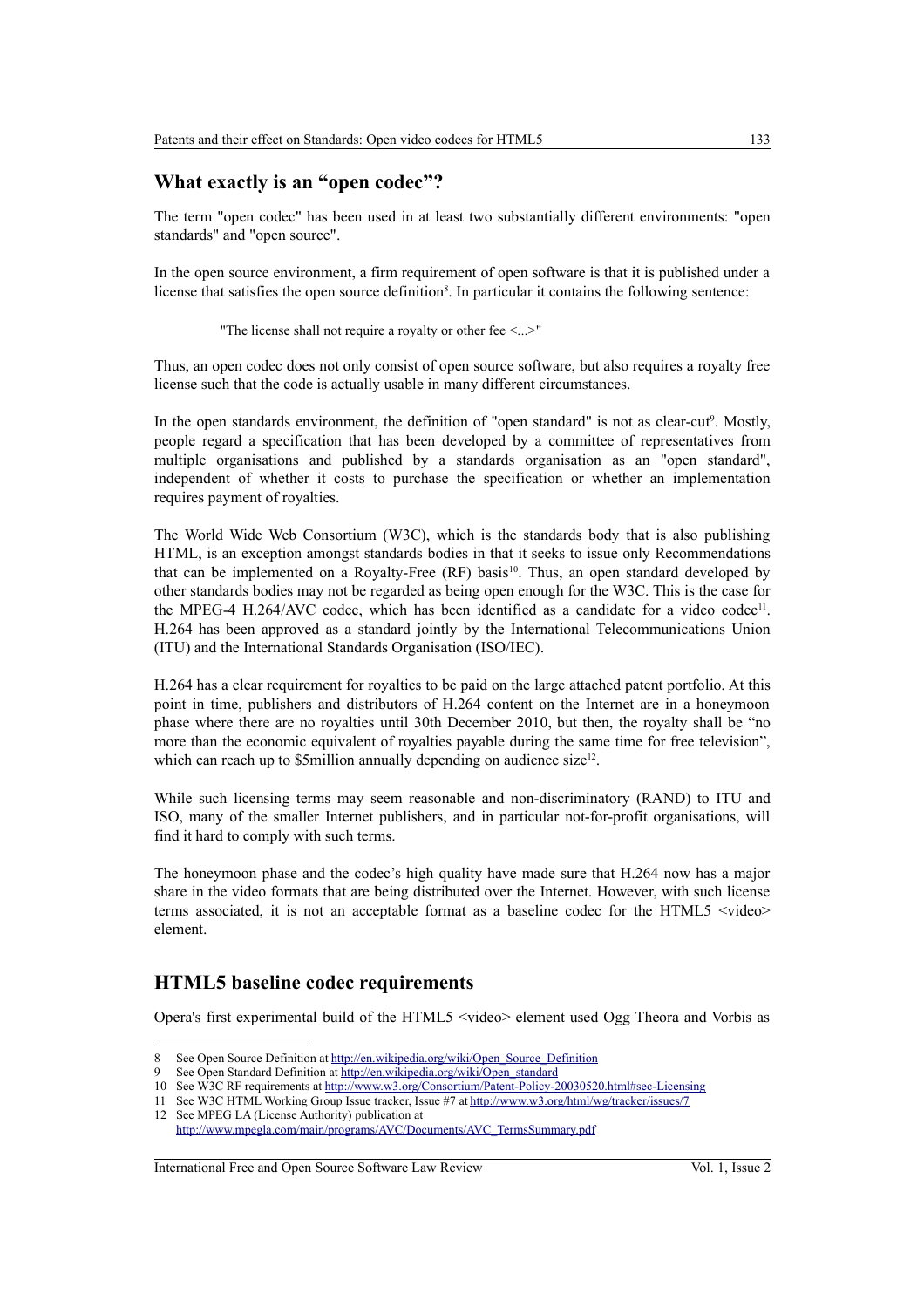## What exactly is an "open codec"?

The term "open codec" has been used in at least two substantially different environments: "open standards" and "open source".

In the open source environment, a firm requirement of open software is that it is published under a license that satisfies the open source definition[8]. In particular it contains the following sentence:

> "The license shall not require a royalty or other fee <...>"

Thus, an open codec does not only consist of open source software, but also requires a royalty free license such that the code is actually usable in many different circumstances.

In the open standards environment, the definition of "open standard" is not as clear-cut[9]. Mostly, people regard a specification that has been developed by a committee of representatives from multiple organisations and published by a standards organisation as an "open standard", independent of whether it costs to purchase the specification or whether an implementation requires payment of royalties.

The World Wide Web Consortium (W3C), which is the standards body that is also publishing HTML, is an exception amongst standards bodies in that it seeks to issue only Recommendations that can be implemented on a Royalty-Free (RF) basis[10]. Thus, an open standard developed by other standards bodies may not be regarded as being open enough for the W3C. This is the case for the MPEG-4 H.264/AVC codec, which has been identified as a candidate for a video codec[11]. H.264 has been approved as a standard jointly by the International Telecommunications Union (ITU) and the International Standards Organisation (ISO/IEC).

H.264 has a clear requirement for royalties to be paid on the large attached patent portfolio. At this point in time, publishers and distributors of H.264 content on the Internet are in a honeymoon phase where there are no royalties until 30th December 2010, but then, the royalty shall be "no more than the economic equivalent of royalties payable during the same time for free television", which can reach up to $5million annually depending on audience size[12].

While such licensing terms may seem reasonable and non-discriminatory (RAND) to ITU and ISO, many of the smaller Internet publishers, and in particular not-for-profit organisations, will find it hard to comply with such terms.

The honeymoon phase and the codec's high quality have made sure that H.264 now has a major share in the video formats that are being distributed over the Internet. However, with such license terms associated, it is not an acceptable format as a baseline codec for the HTML5 <video> element.

## HTML5 baseline codec requirements

Opera's first experimental build of the HTML5 <video> element used Ogg Theora and Vorbis as

---

8 See Open Source Definition at http://en.wikipedia.org/wiki/Open_Source_Definition

9 See Open Standard Definition at http://en.wikipedia.org/wiki/Open_standard

10 See W3C RF requirements at http://www.w3.org/Consortium/Patent-Policy-20030520.html#sec-Licensing

11 See W3C HTML Working Group Issue tracker, Issue #7 at http://www.w3.org/html/wg/tracker/issues/7

12 See MPEG LA (License Authority) publication at http://www.mpegla.com/main/programs/AVC/Documents/AVC_TermsSummary.pdf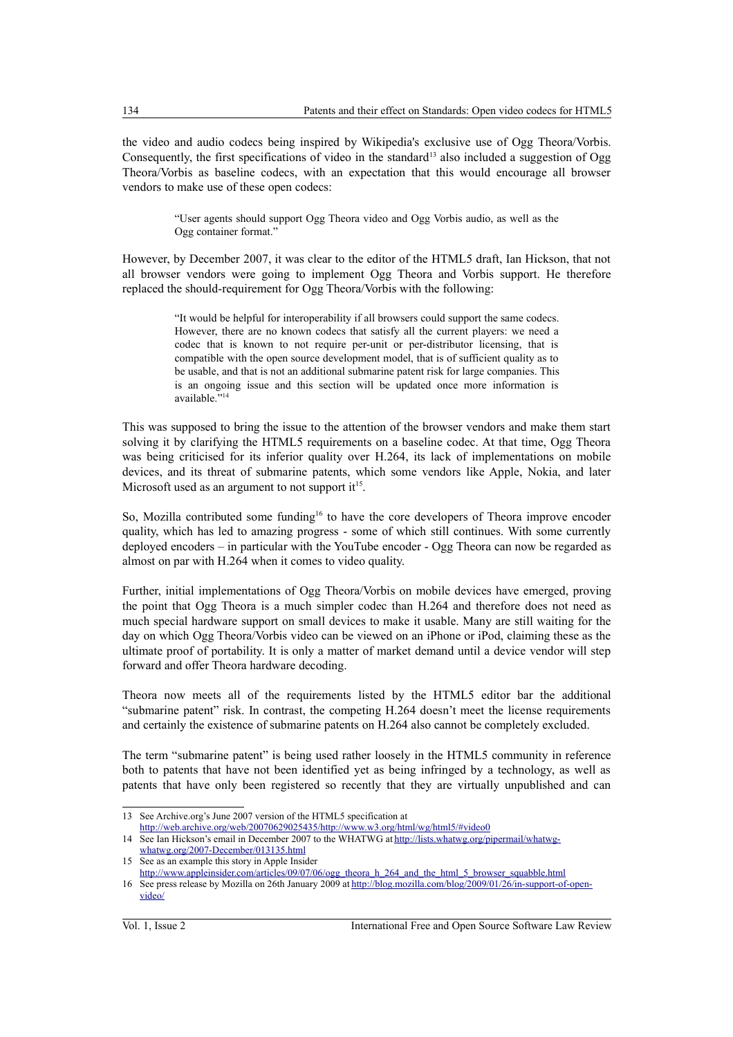the video and audio codecs being inspired by Wikipedia's exclusive use of Ogg Theora/Vorbis. Consequently, the first specifications of video in the standard[13] also included a suggestion of Ogg Theora/Vorbis as baseline codecs, with an expectation that this would encourage all browser vendors to make use of these open codecs:

> "User agents should support Ogg Theora video and Ogg Vorbis audio, as well as the Ogg container format."

However, by December 2007, it was clear to the editor of the HTML5 draft, Ian Hickson, that not all browser vendors were going to implement Ogg Theora and Vorbis support. He therefore replaced the should-requirement for Ogg Theora/Vorbis with the following:

> "It would be helpful for interoperability if all browsers could support the same codecs. However, there are no known codecs that satisfy all the current players: we need a codec that is known to not require per-unit or per-distributor licensing, that is compatible with the open source development model, that is of sufficient quality as to be usable, and that is not an additional submarine patent risk for large companies. This is an ongoing issue and this section will be updated once more information is available."[14]

This was supposed to bring the issue to the attention of the browser vendors and make them start solving it by clarifying the HTML5 requirements on a baseline codec. At that time, Ogg Theora was being criticised for its inferior quality over H.264, its lack of implementations on mobile devices, and its threat of submarine patents, which some vendors like Apple, Nokia, and later Microsoft used as an argument to not support it[15].

So, Mozilla contributed some funding[16] to have the core developers of Theora improve encoder quality, which has led to amazing progress - some of which still continues. With some currently deployed encoders – in particular with the YouTube encoder - Ogg Theora can now be regarded as almost on par with H.264 when it comes to video quality.

Further, initial implementations of Ogg Theora/Vorbis on mobile devices have emerged, proving the point that Ogg Theora is a much simpler codec than H.264 and therefore does not need as much special hardware support on small devices to make it usable. Many are still waiting for the day on which Ogg Theora/Vorbis video can be viewed on an iPhone or iPod, claiming these as the ultimate proof of portability. It is only a matter of market demand until a device vendor will step forward and offer Theora hardware decoding.

Theora now meets all of the requirements listed by the HTML5 editor bar the additional "submarine patent" risk. In contrast, the competing H.264 doesn't meet the license requirements and certainly the existence of submarine patents on H.264 also cannot be completely excluded.

The term "submarine patent" is being used rather loosely in the HTML5 community in reference both to patents that have not been identified yet as being infringed by a technology, as well as patents that have only been registered so recently that they are virtually unpublished and can

---

13 See Archive.org's June 2007 version of the HTML5 specification at http://web.archive.org/web/20070629025435/http://www.w3.org/html/wg/html5/#video0

14 See Ian Hickson's email in December 2007 to the WHATWG at http://lists.whatwg.org/pipermail/whatwg-whatwg.org/2007-December/013135.html

15 See as an example this story in Apple Insider http://www.appleinsider.com/articles/09/07/06/ogg_theora_h_264_and_the_html_5_browser_squabble.html

16 See press release by Mozilla on 26th January 2009 at http://blog.mozilla.com/blog/2009/01/26/in-support-of-open-video/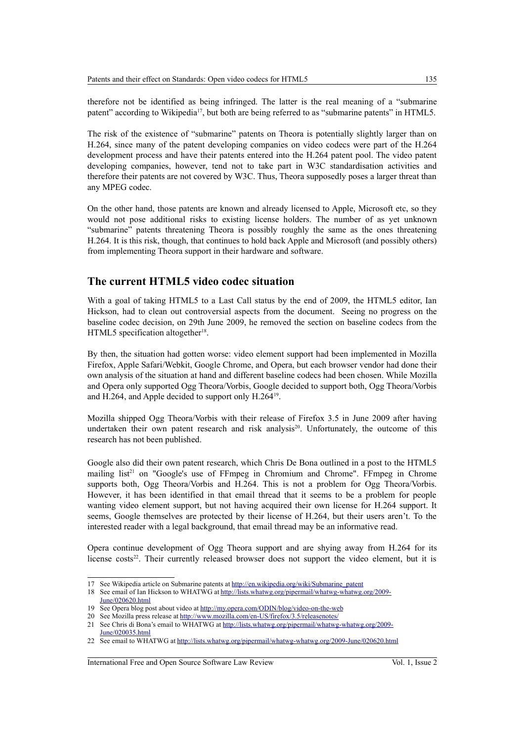therefore not be identified as being infringed. The latter is the real meaning of a "submarine patent" according to Wikipedia[17], but both are being referred to as "submarine patents" in HTML5.

The risk of the existence of "submarine" patents on Theora is potentially slightly larger than on H.264, since many of the patent developing companies on video codecs were part of the H.264 development process and have their patents entered into the H.264 patent pool. The video patent developing companies, however, tend not to take part in W3C standardisation activities and therefore their patents are not covered by W3C. Thus, Theora supposedly poses a larger threat than any MPEG codec.

On the other hand, those patents are known and already licensed to Apple, Microsoft etc, so they would not pose additional risks to existing license holders. The number of as yet unknown "submarine" patents threatening Theora is possibly roughly the same as the ones threatening H.264. It is this risk, though, that continues to hold back Apple and Microsoft (and possibly others) from implementing Theora support in their hardware and software.

## The current HTML5 video codec situation

With a goal of taking HTML5 to a Last Call status by the end of 2009, the HTML5 editor, Ian Hickson, had to clean out controversial aspects from the document. Seeing no progress on the baseline codec decision, on 29th June 2009, he removed the section on baseline codecs from the HTML5 specification altogether[18].

By then, the situation had gotten worse: video element support had been implemented in Mozilla Firefox, Apple Safari/Webkit, Google Chrome, and Opera, but each browser vendor had done their own analysis of the situation at hand and different baseline codecs had been chosen. While Mozilla and Opera only supported Ogg Theora/Vorbis, Google decided to support both, Ogg Theora/Vorbis and H.264, and Apple decided to support only H.264[19].

Mozilla shipped Ogg Theora/Vorbis with their release of Firefox 3.5 in June 2009 after having undertaken their own patent research and risk analysis[20]. Unfortunately, the outcome of this research has not been published.

Google also did their own patent research, which Chris De Bona outlined in a post to the HTML5 mailing list[21] on "Google's use of FFmpeg in Chromium and Chrome". FFmpeg in Chrome supports both, Ogg Theora/Vorbis and H.264. This is not a problem for Ogg Theora/Vorbis. However, it has been identified in that email thread that it seems to be a problem for people wanting video element support, but not having acquired their own license for H.264 support. It seems, Google themselves are protected by their license of H.264, but their users aren't. To the interested reader with a legal background, that email thread may be an informative read.

Opera continue development of Ogg Theora support and are shying away from H.264 for its license costs[22]. Their currently released browser does not support the video element, but it is

---

17 See Wikipedia article on Submarine patents at http://en.wikipedia.org/wiki/Submarine_patent

18 See email of Ian Hickson to WHATWG at http://lists.whatwg.org/pipermail/whatwg-whatwg.org/2009-June/020620.html

19 See Opera blog post about video at http://my.opera.com/ODIN/blog/video-on-the-web

20 See Mozilla press release at http://www.mozilla.com/en-US/firefox/3.5/releasenotes/

21 See Chris di Bona's email to WHATWG at http://lists.whatwg.org/pipermail/whatwg-whatwg.org/2009-June/020035.html

22 See email to WHATWG at http://lists.whatwg.org/pipermail/whatwg-whatwg.org/2009-June/020620.html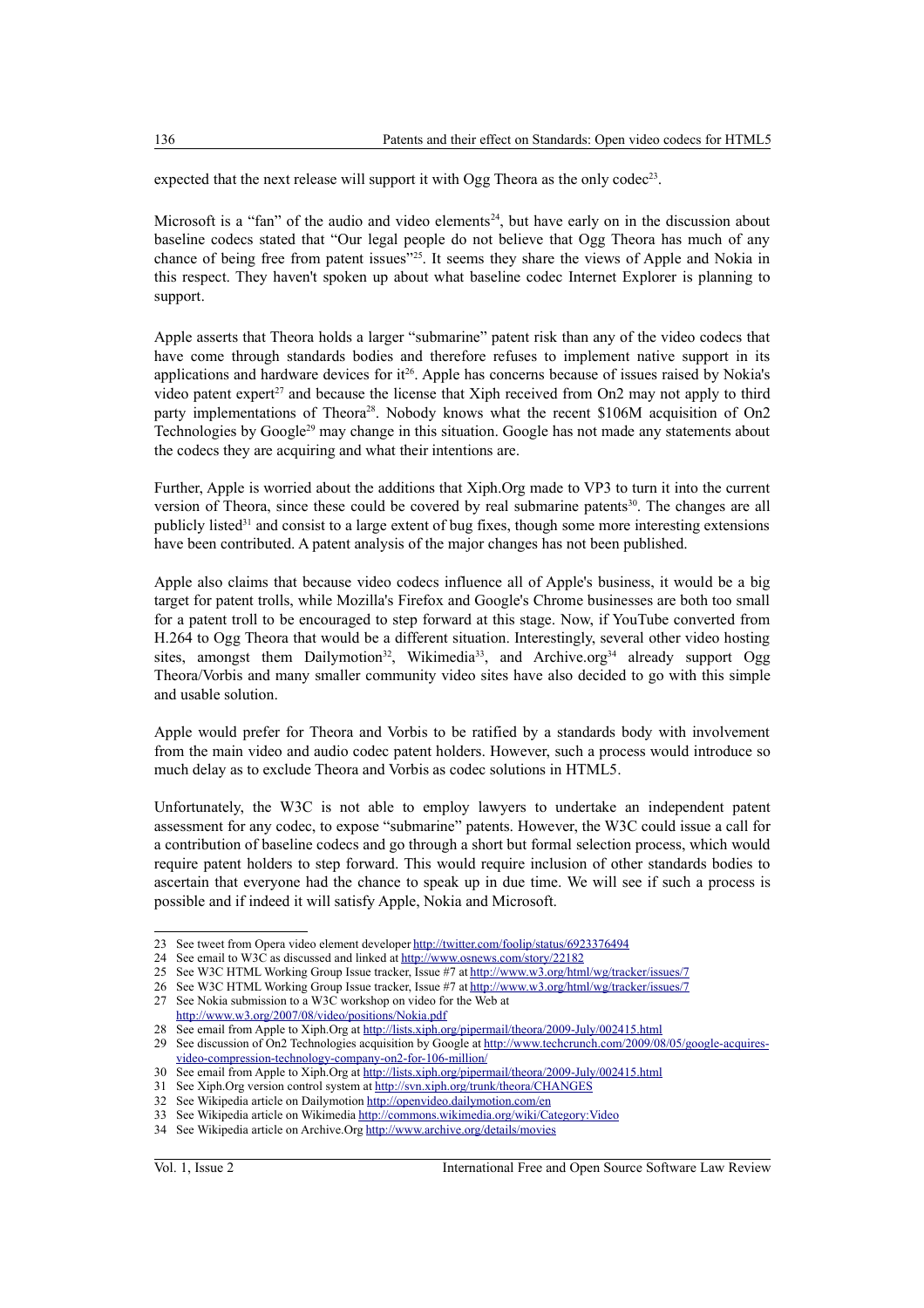expected that the next release will support it with Ogg Theora as the only codec[23].

Microsoft is a "fan" of the audio and video elements[24], but have early on in the discussion about baseline codecs stated that "Our legal people do not believe that Ogg Theora has much of any chance of being free from patent issues"[25]. It seems they share the views of Apple and Nokia in this respect. They haven't spoken up about what baseline codec Internet Explorer is planning to support.

Apple asserts that Theora holds a larger "submarine" patent risk than any of the video codecs that have come through standards bodies and therefore refuses to implement native support in its applications and hardware devices for it[26]. Apple has concerns because of issues raised by Nokia's video patent expert[27] and because the license that Xiph received from On2 may not apply to third party implementations of Theora[28]. Nobody knows what the recent $106M acquisition of On2 Technologies by Google[29] may change in this situation. Google has not made any statements about the codecs they are acquiring and what their intentions are.

Further, Apple is worried about the additions that Xiph.Org made to VP3 to turn it into the current version of Theora, since these could be covered by real submarine patents[30]. The changes are all publicly listed[31] and consist to a large extent of bug fixes, though some more interesting extensions have been contributed. A patent analysis of the major changes has not been published.

Apple also claims that because video codecs influence all of Apple's business, it would be a big target for patent trolls, while Mozilla's Firefox and Google's Chrome businesses are both too small for a patent troll to be encouraged to step forward at this stage. Now, if YouTube converted from H.264 to Ogg Theora that would be a different situation. Interestingly, several other video hosting sites, amongst them Dailymotion[32], Wikimedia[33], and Archive.org[34] already support Ogg Theora/Vorbis and many smaller community video sites have also decided to go with this simple and usable solution.

Apple would prefer for Theora and Vorbis to be ratified by a standards body with involvement from the main video and audio codec patent holders. However, such a process would introduce so much delay as to exclude Theora and Vorbis as codec solutions in HTML5.

Unfortunately, the W3C is not able to employ lawyers to undertake an independent patent assessment for any codec, to expose "submarine" patents. However, the W3C could issue a call for a contribution of baseline codecs and go through a short but formal selection process, which would require patent holders to step forward. This would require inclusion of other standards bodies to ascertain that everyone had the chance to speak up in due time. We will see if such a process is possible and if indeed it will satisfy Apple, Nokia and Microsoft.

---

23 See tweet from Opera video element developer http://twitter.com/foolip/status/6923376494

24 See email to W3C as discussed and linked at http://www.osnews.com/story/22182

25 See W3C HTML Working Group Issue tracker, Issue #7 at http://www.w3.org/html/wg/tracker/issues/7

26 See W3C HTML Working Group Issue tracker, Issue #7 at http://www.w3.org/html/wg/tracker/issues/7

27 See Nokia submission to a W3C workshop on video for the Web at http://www.w3.org/2007/08/video/positions/Nokia.pdf

28 See email from Apple to Xiph.Org at http://lists.xiph.org/pipermail/theora/2009-July/002415.html

29 See discussion of On2 Technologies acquisition by Google at http://www.techcrunch.com/2009/08/05/google-acquires-video-compression-technology-company-on2-for-106-million/

30 See email from Apple to Xiph.Org at http://lists.xiph.org/pipermail/theora/2009-July/002415.html

31 See Xiph.Org version control system at http://svn.xiph.org/trunk/theora/CHANGES

32 See Wikipedia article on Dailymotion http://openvideo.dailymotion.com/en

33 See Wikipedia article on Wikimedia http://commons.wikimedia.org/wiki/Category:Video

34 See Wikipedia article on Archive.Org http://www.archive.org/details/movies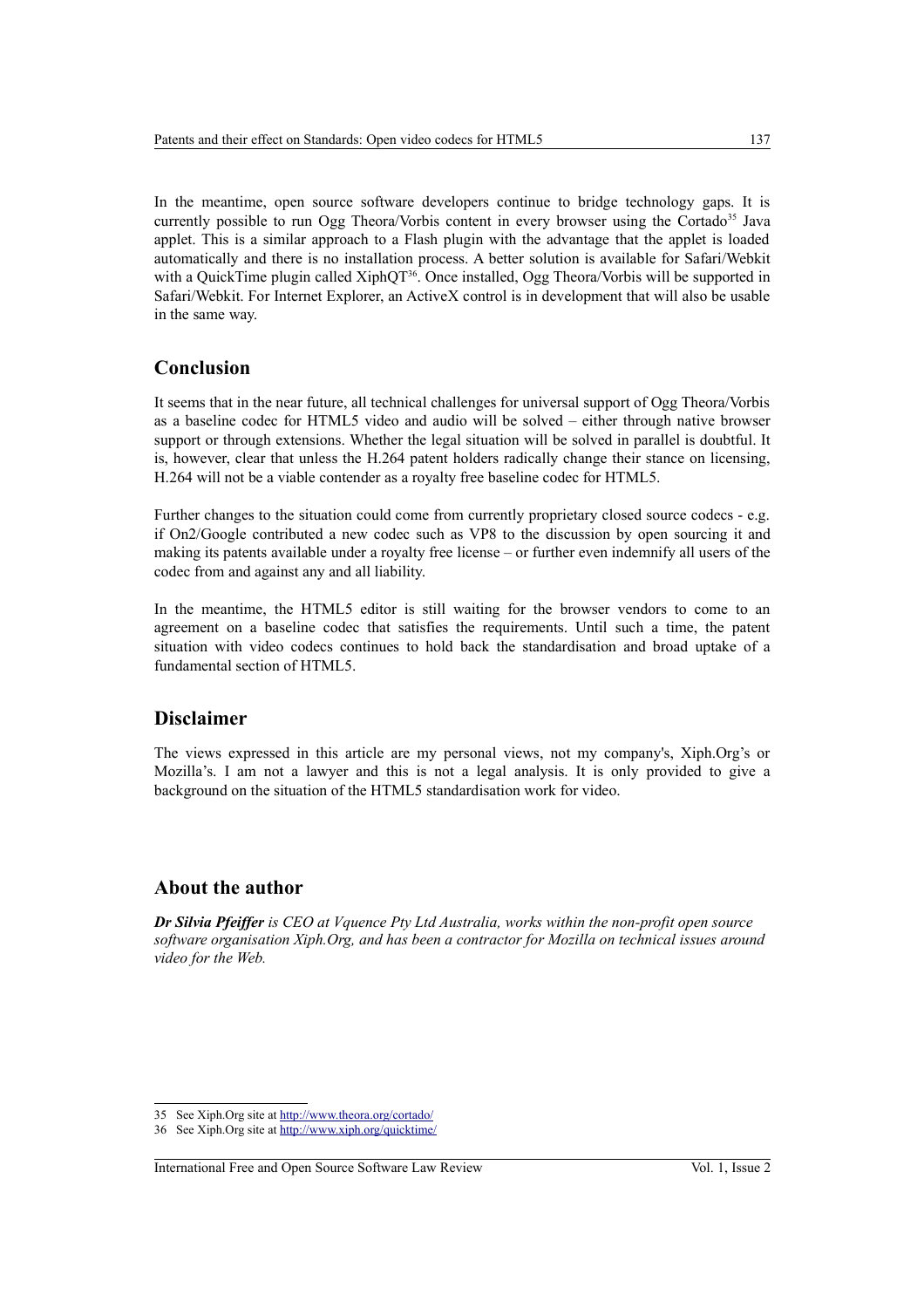In the meantime, open source software developers continue to bridge technology gaps. It is currently possible to run Ogg Theora/Vorbis content in every browser using the Cortado[35] Java applet. This is a similar approach to a Flash plugin with the advantage that the applet is loaded automatically and there is no installation process. A better solution is available for Safari/Webkit with a QuickTime plugin called XiphQT[36]. Once installed, Ogg Theora/Vorbis will be supported in Safari/Webkit. For Internet Explorer, an ActiveX control is in development that will also be usable in the same way.

## Conclusion

It seems that in the near future, all technical challenges for universal support of Ogg Theora/Vorbis as a baseline codec for HTML5 video and audio will be solved – either through native browser support or through extensions. Whether the legal situation will be solved in parallel is doubtful. It is, however, clear that unless the H.264 patent holders radically change their stance on licensing, H.264 will not be a viable contender as a royalty free baseline codec for HTML5.

Further changes to the situation could come from currently proprietary closed source codecs - e.g. if On2/Google contributed a new codec such as VP8 to the discussion by open sourcing it and making its patents available under a royalty free license – or further even indemnify all users of the codec from and against any and all liability.

In the meantime, the HTML5 editor is still waiting for the browser vendors to come to an agreement on a baseline codec that satisfies the requirements. Until such a time, the patent situation with video codecs continues to hold back the standardisation and broad uptake of a fundamental section of HTML5.

## Disclaimer

The views expressed in this article are my personal views, not my company's, Xiph.Org's or Mozilla's. I am not a lawyer and this is not a legal analysis. It is only provided to give a background on the situation of the HTML5 standardisation work for video.

## About the author

***Dr Silvia Pfeiffer*** *is CEO at Vquence Pty Ltd Australia, works within the non-profit open source software organisation Xiph.Org, and has been a contractor for Mozilla on technical issues around video for the Web.*

---

35 See Xiph.Org site at http://www.theora.org/cortado/

36 See Xiph.Org site at http://www.xiph.org/quicktime/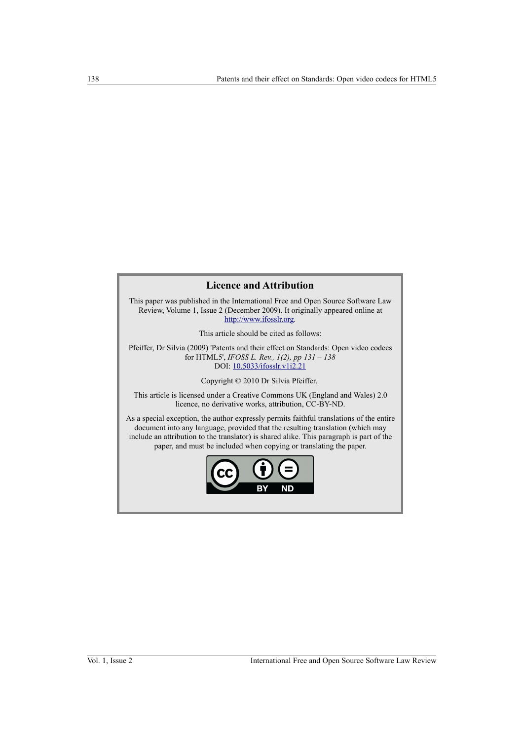## Licence and Attribution

This paper was published in the International Free and Open Source Software Law Review, Volume 1, Issue 2 (December 2009). It originally appeared online at http://www.ifosslr.org.

This article should be cited as follows:

Pfeiffer, Dr Silvia (2009) 'Patents and their effect on Standards: Open video codecs for HTML5', *IFOSS L. Rev., 1(2), pp 131 – 138*
DOI: 10.5033/ifosslr.v1i2.21

Copyright © 2010 Dr Silvia Pfeiffer.

This article is licensed under a Creative Commons UK (England and Wales) 2.0 licence, no derivative works, attribution, CC-BY-ND.

As a special exception, the author expressly permits faithful translations of the entire document into any language, provided that the resulting translation (which may include an attribution to the translator) is shared alike. This paragraph is part of the paper, and must be included when copying or translating the paper.